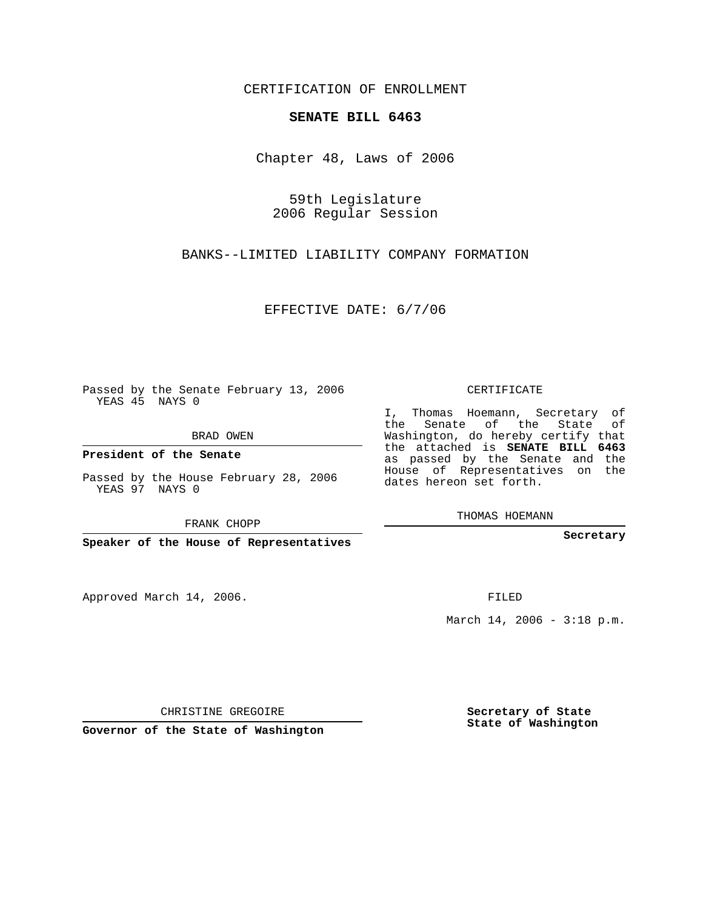CERTIFICATION OF ENROLLMENT

**SENATE BILL 6463**

Chapter 48, Laws of 2006

59th Legislature
2006 Regular Session

BANKS--LIMITED LIABILITY COMPANY FORMATION

EFFECTIVE DATE: 6/7/06

Passed by the Senate February 13, 2006
YEAS 45 NAYS 0

BRAD OWEN

**President of the Senate**

Passed by the House February 28, 2006
YEAS 97 NAYS 0

FRANK CHOPP

**Speaker of the House of Representatives**

Approved March 14, 2006.

CHRISTINE GREGOIRE

**Governor of the State of Washington**

CERTIFICATE

I, Thomas Hoemann, Secretary of the Senate of the State of Washington, do hereby certify that the attached is **SENATE BILL 6463** as passed by the Senate and the House of Representatives on the dates hereon set forth.

THOMAS HOEMANN

**Secretary**

FILED

March 14, 2006 - 3:18 p.m.

**Secretary of State**
**State of Washington**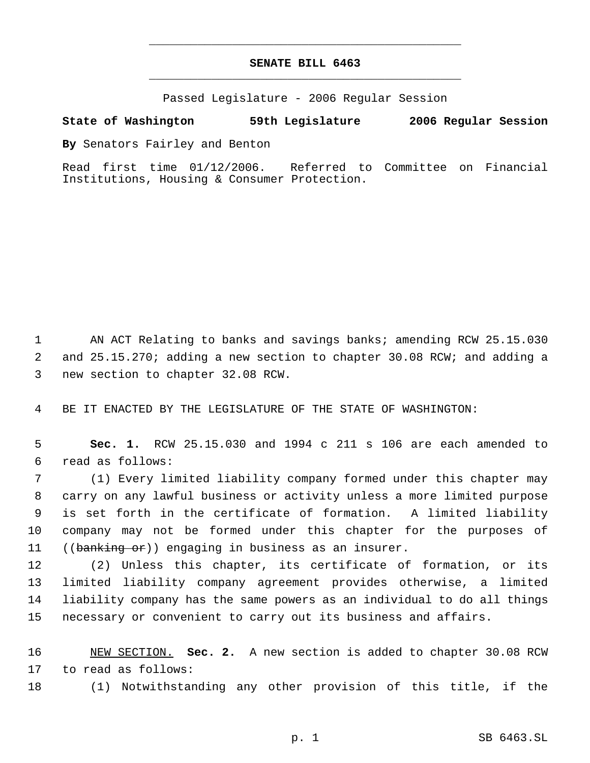# SENATE BILL 6463

Passed Legislature - 2006 Regular Session

**State of Washington 59th Legislature 2006 Regular Session**

**By** Senators Fairley and Benton

Read first time 01/12/2006. Referred to Committee on Financial Institutions, Housing & Consumer Protection.

AN ACT Relating to banks and savings banks; amending RCW 25.15.030 and 25.15.270; adding a new section to chapter 30.08 RCW; and adding a new section to chapter 32.08 RCW.

BE IT ENACTED BY THE LEGISLATURE OF THE STATE OF WASHINGTON:

**Sec. 1.** RCW 25.15.030 and 1994 c 211 s 106 are each amended to read as follows:

(1) Every limited liability company formed under this chapter may carry on any lawful business or activity unless a more limited purpose is set forth in the certificate of formation. A limited liability company may not be formed under this chapter for the purposes of ((~~banking or~~)) engaging in business as an insurer.

(2) Unless this chapter, its certificate of formation, or its limited liability company agreement provides otherwise, a limited liability company has the same powers as an individual to do all things necessary or convenient to carry out its business and affairs.

NEW SECTION. **Sec. 2.** A new section is added to chapter 30.08 RCW to read as follows:

(1) Notwithstanding any other provision of this title, if the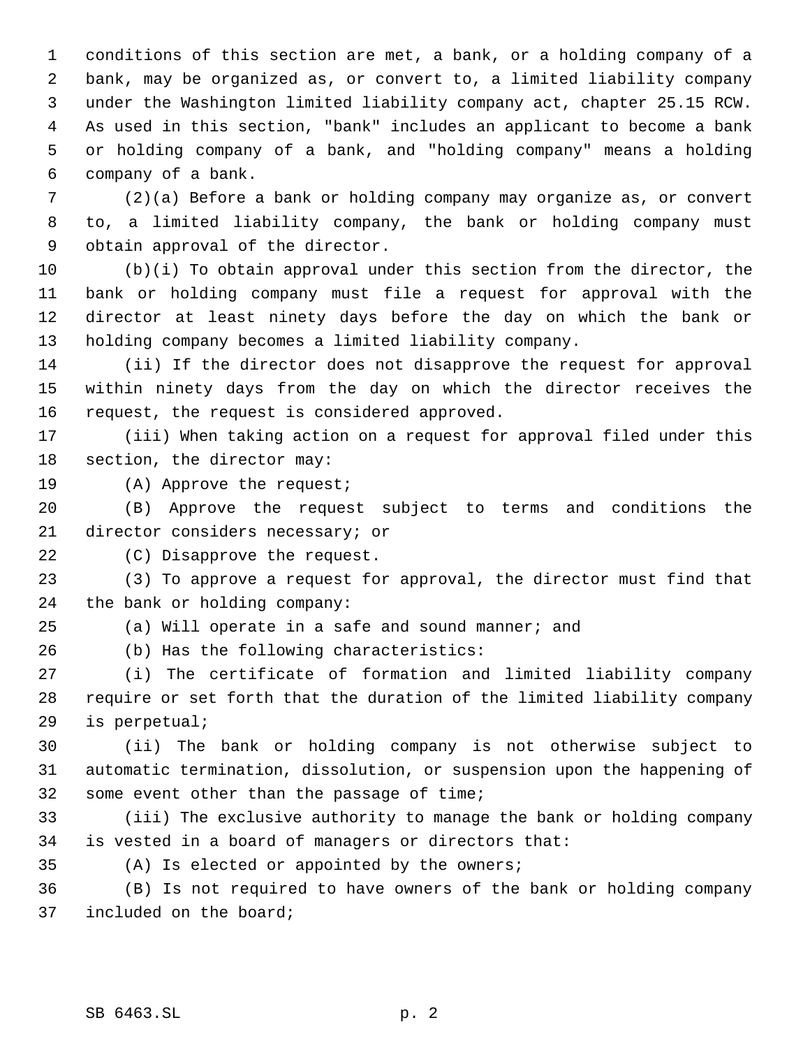conditions of this section are met, a bank, or a holding company of a bank, may be organized as, or convert to, a limited liability company under the Washington limited liability company act, chapter 25.15 RCW. As used in this section, "bank" includes an applicant to become a bank or holding company of a bank, and "holding company" means a holding company of a bank.

(2)(a) Before a bank or holding company may organize as, or convert to, a limited liability company, the bank or holding company must obtain approval of the director.

(b)(i) To obtain approval under this section from the director, the bank or holding company must file a request for approval with the director at least ninety days before the day on which the bank or holding company becomes a limited liability company.

(ii) If the director does not disapprove the request for approval within ninety days from the day on which the director receives the request, the request is considered approved.

(iii) When taking action on a request for approval filed under this section, the director may:

(A) Approve the request;

(B) Approve the request subject to terms and conditions the director considers necessary; or

(C) Disapprove the request.

(3) To approve a request for approval, the director must find that the bank or holding company:

(a) Will operate in a safe and sound manner; and

(b) Has the following characteristics:

(i) The certificate of formation and limited liability company require or set forth that the duration of the limited liability company is perpetual;

(ii) The bank or holding company is not otherwise subject to automatic termination, dissolution, or suspension upon the happening of some event other than the passage of time;

(iii) The exclusive authority to manage the bank or holding company is vested in a board of managers or directors that:

(A) Is elected or appointed by the owners;

(B) Is not required to have owners of the bank or holding company included on the board;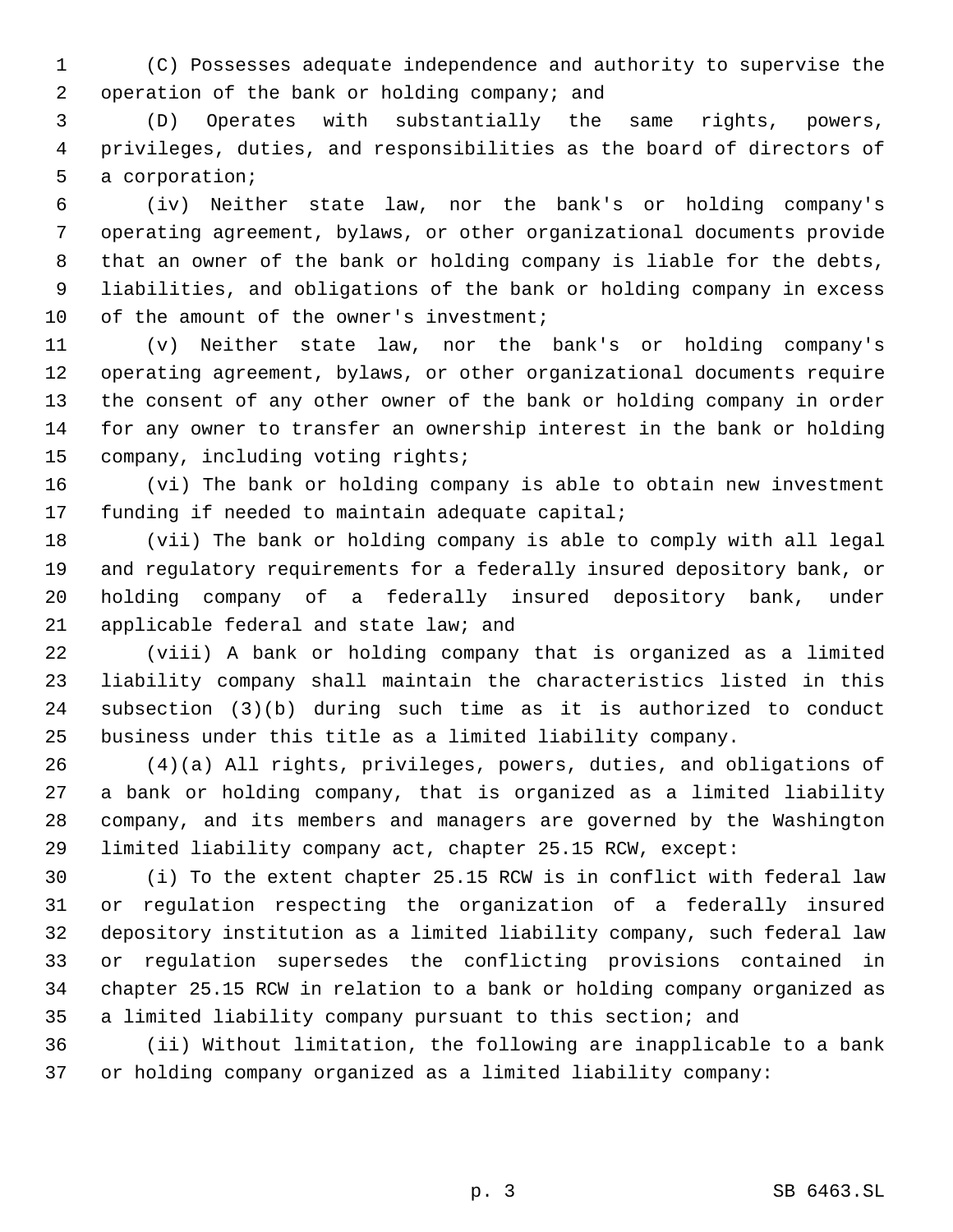(C) Possesses adequate independence and authority to supervise the operation of the bank or holding company; and

(D) Operates with substantially the same rights, powers, privileges, duties, and responsibilities as the board of directors of a corporation;

(iv) Neither state law, nor the bank's or holding company's operating agreement, bylaws, or other organizational documents provide that an owner of the bank or holding company is liable for the debts, liabilities, and obligations of the bank or holding company in excess of the amount of the owner's investment;

(v) Neither state law, nor the bank's or holding company's operating agreement, bylaws, or other organizational documents require the consent of any other owner of the bank or holding company in order for any owner to transfer an ownership interest in the bank or holding company, including voting rights;

(vi) The bank or holding company is able to obtain new investment funding if needed to maintain adequate capital;

(vii) The bank or holding company is able to comply with all legal and regulatory requirements for a federally insured depository bank, or holding company of a federally insured depository bank, under applicable federal and state law; and

(viii) A bank or holding company that is organized as a limited liability company shall maintain the characteristics listed in this subsection (3)(b) during such time as it is authorized to conduct business under this title as a limited liability company.

(4)(a) All rights, privileges, powers, duties, and obligations of a bank or holding company, that is organized as a limited liability company, and its members and managers are governed by the Washington limited liability company act, chapter 25.15 RCW, except:

(i) To the extent chapter 25.15 RCW is in conflict with federal law or regulation respecting the organization of a federally insured depository institution as a limited liability company, such federal law or regulation supersedes the conflicting provisions contained in chapter 25.15 RCW in relation to a bank or holding company organized as a limited liability company pursuant to this section; and

(ii) Without limitation, the following are inapplicable to a bank or holding company organized as a limited liability company: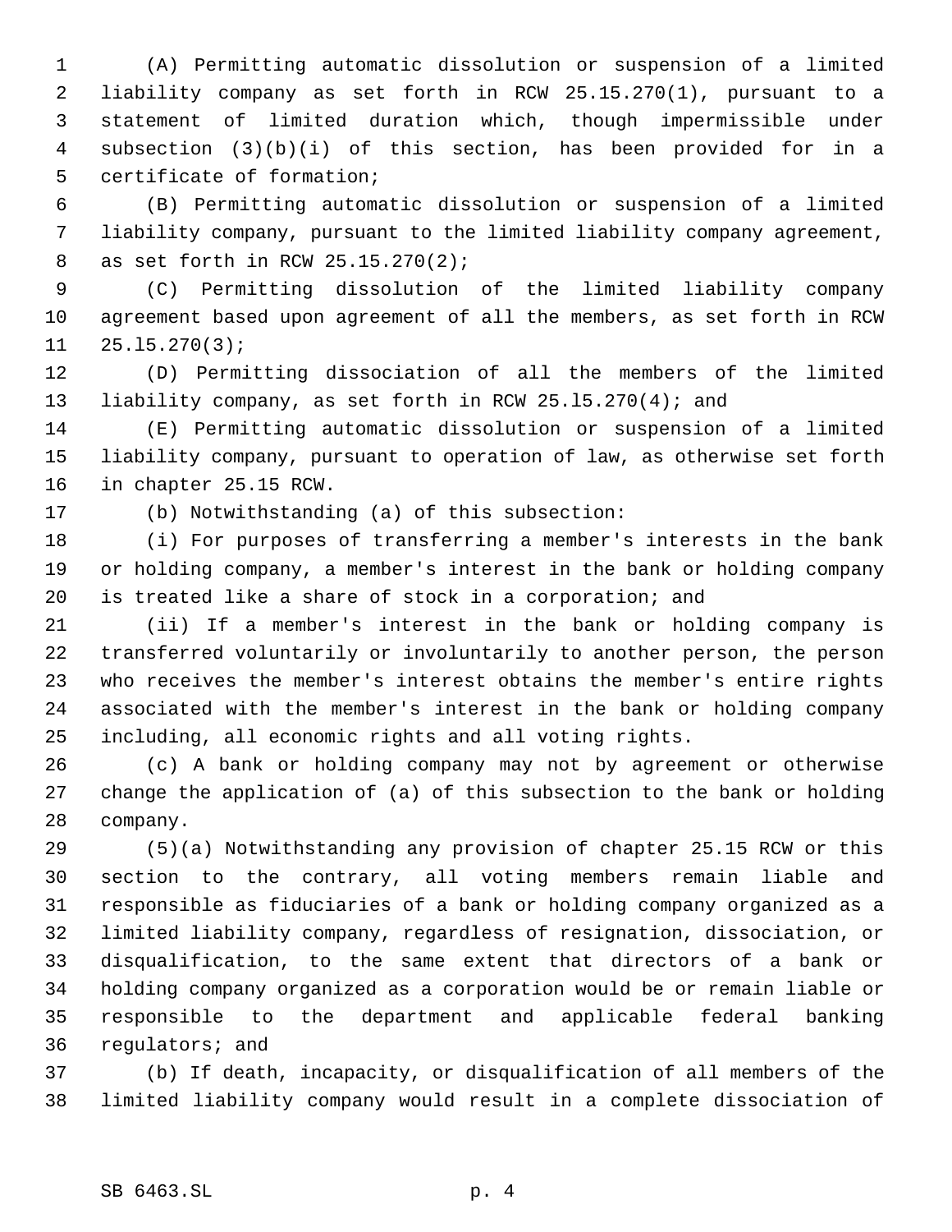(A) Permitting automatic dissolution or suspension of a limited liability company as set forth in RCW 25.15.270(1), pursuant to a statement of limited duration which, though impermissible under subsection (3)(b)(i) of this section, has been provided for in a certificate of formation;

(B) Permitting automatic dissolution or suspension of a limited liability company, pursuant to the limited liability company agreement, as set forth in RCW 25.15.270(2);

(C) Permitting dissolution of the limited liability company agreement based upon agreement of all the members, as set forth in RCW 25.l5.270(3);

(D) Permitting dissociation of all the members of the limited liability company, as set forth in RCW 25.l5.270(4); and

(E) Permitting automatic dissolution or suspension of a limited liability company, pursuant to operation of law, as otherwise set forth in chapter 25.15 RCW.

(b) Notwithstanding (a) of this subsection:

(i) For purposes of transferring a member's interests in the bank or holding company, a member's interest in the bank or holding company is treated like a share of stock in a corporation; and

(ii) If a member's interest in the bank or holding company is transferred voluntarily or involuntarily to another person, the person who receives the member's interest obtains the member's entire rights associated with the member's interest in the bank or holding company including, all economic rights and all voting rights.

(c) A bank or holding company may not by agreement or otherwise change the application of (a) of this subsection to the bank or holding company.

(5)(a) Notwithstanding any provision of chapter 25.15 RCW or this section to the contrary, all voting members remain liable and responsible as fiduciaries of a bank or holding company organized as a limited liability company, regardless of resignation, dissociation, or disqualification, to the same extent that directors of a bank or holding company organized as a corporation would be or remain liable or responsible to the department and applicable federal banking regulators; and

(b) If death, incapacity, or disqualification of all members of the limited liability company would result in a complete dissociation of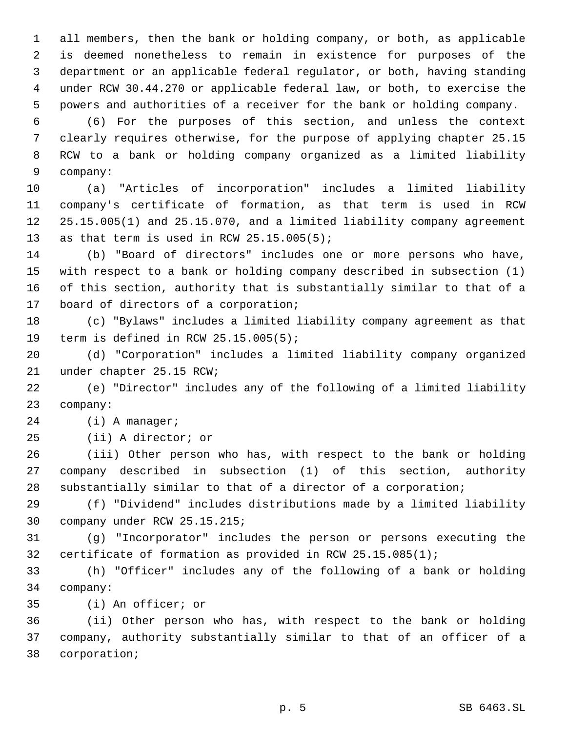all members, then the bank or holding company, or both, as applicable is deemed nonetheless to remain in existence for purposes of the department or an applicable federal regulator, or both, having standing under RCW 30.44.270 or applicable federal law, or both, to exercise the powers and authorities of a receiver for the bank or holding company.

(6) For the purposes of this section, and unless the context clearly requires otherwise, for the purpose of applying chapter 25.15 RCW to a bank or holding company organized as a limited liability company:

(a) "Articles of incorporation" includes a limited liability company's certificate of formation, as that term is used in RCW 25.15.005(1) and 25.15.070, and a limited liability company agreement as that term is used in RCW 25.15.005(5);

(b) "Board of directors" includes one or more persons who have, with respect to a bank or holding company described in subsection (1) of this section, authority that is substantially similar to that of a board of directors of a corporation;

(c) "Bylaws" includes a limited liability company agreement as that term is defined in RCW 25.15.005(5);

(d) "Corporation" includes a limited liability company organized under chapter 25.15 RCW;

(e) "Director" includes any of the following of a limited liability company:

(i) A manager;

(ii) A director; or

(iii) Other person who has, with respect to the bank or holding company described in subsection (1) of this section, authority substantially similar to that of a director of a corporation;

(f) "Dividend" includes distributions made by a limited liability company under RCW 25.15.215;

(g) "Incorporator" includes the person or persons executing the certificate of formation as provided in RCW 25.15.085(1);

(h) "Officer" includes any of the following of a bank or holding company:

(i) An officer; or

(ii) Other person who has, with respect to the bank or holding company, authority substantially similar to that of an officer of a corporation;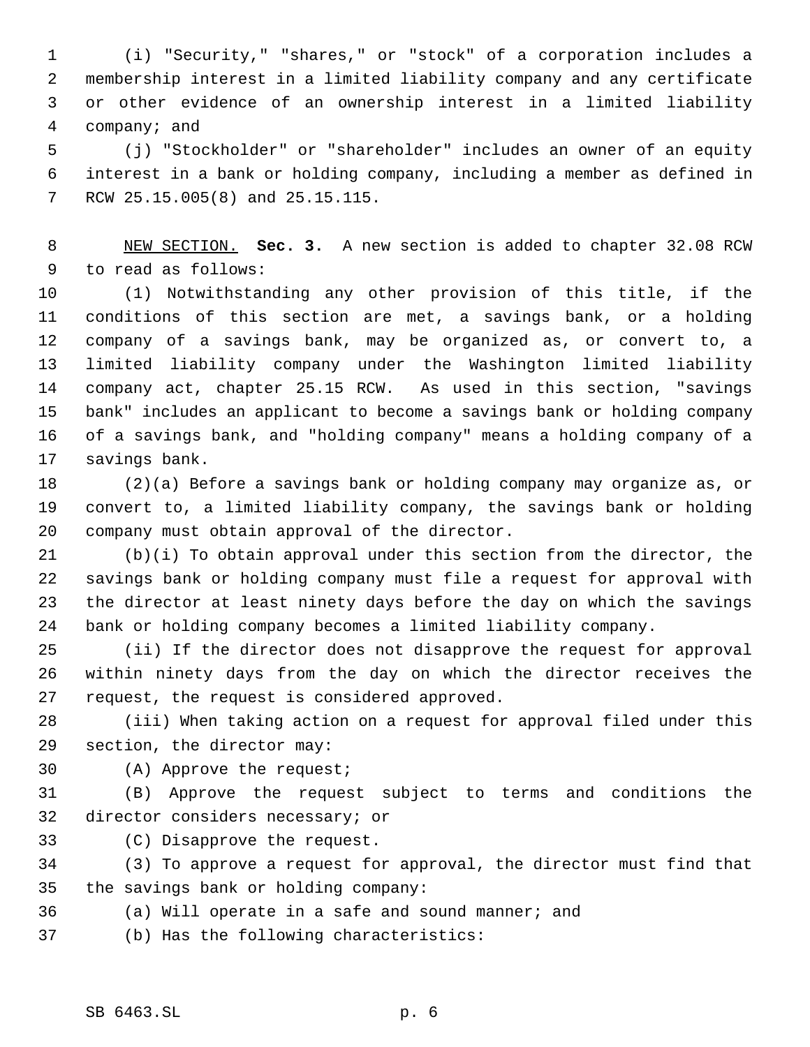(i) "Security," "shares," or "stock" of a corporation includes a membership interest in a limited liability company and any certificate or other evidence of an ownership interest in a limited liability company; and

(j) "Stockholder" or "shareholder" includes an owner of an equity interest in a bank or holding company, including a member as defined in RCW 25.15.005(8) and 25.15.115.

NEW SECTION. **Sec. 3.** A new section is added to chapter 32.08 RCW to read as follows:

(1) Notwithstanding any other provision of this title, if the conditions of this section are met, a savings bank, or a holding company of a savings bank, may be organized as, or convert to, a limited liability company under the Washington limited liability company act, chapter 25.15 RCW. As used in this section, "savings bank" includes an applicant to become a savings bank or holding company of a savings bank, and "holding company" means a holding company of a savings bank.

(2)(a) Before a savings bank or holding company may organize as, or convert to, a limited liability company, the savings bank or holding company must obtain approval of the director.

(b)(i) To obtain approval under this section from the director, the savings bank or holding company must file a request for approval with the director at least ninety days before the day on which the savings bank or holding company becomes a limited liability company.

(ii) If the director does not disapprove the request for approval within ninety days from the day on which the director receives the request, the request is considered approved.

(iii) When taking action on a request for approval filed under this section, the director may:

(A) Approve the request;

(B) Approve the request subject to terms and conditions the director considers necessary; or

(C) Disapprove the request.

(3) To approve a request for approval, the director must find that the savings bank or holding company:

(a) Will operate in a safe and sound manner; and

(b) Has the following characteristics: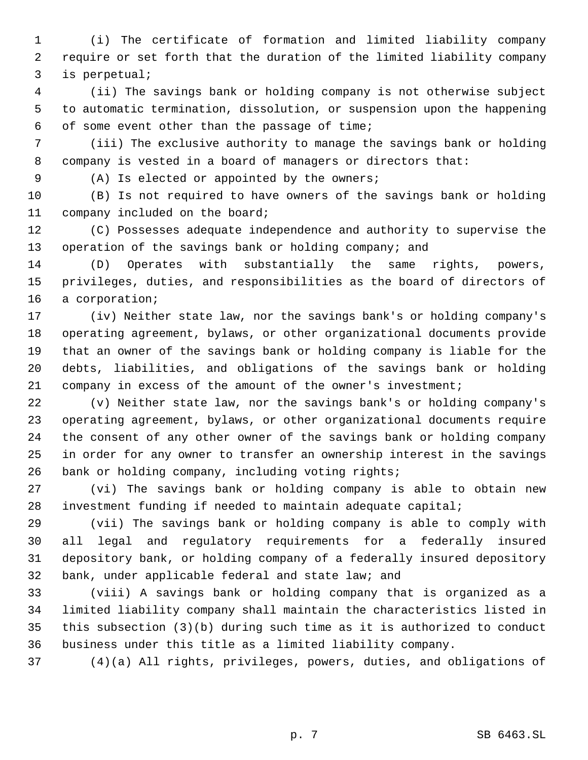(i) The certificate of formation and limited liability company require or set forth that the duration of the limited liability company is perpetual;

(ii) The savings bank or holding company is not otherwise subject to automatic termination, dissolution, or suspension upon the happening of some event other than the passage of time;

(iii) The exclusive authority to manage the savings bank or holding company is vested in a board of managers or directors that:

(A) Is elected or appointed by the owners;

(B) Is not required to have owners of the savings bank or holding company included on the board;

(C) Possesses adequate independence and authority to supervise the operation of the savings bank or holding company; and

(D) Operates with substantially the same rights, powers, privileges, duties, and responsibilities as the board of directors of a corporation;

(iv) Neither state law, nor the savings bank's or holding company's operating agreement, bylaws, or other organizational documents provide that an owner of the savings bank or holding company is liable for the debts, liabilities, and obligations of the savings bank or holding company in excess of the amount of the owner's investment;

(v) Neither state law, nor the savings bank's or holding company's operating agreement, bylaws, or other organizational documents require the consent of any other owner of the savings bank or holding company in order for any owner to transfer an ownership interest in the savings bank or holding company, including voting rights;

(vi) The savings bank or holding company is able to obtain new investment funding if needed to maintain adequate capital;

(vii) The savings bank or holding company is able to comply with all legal and regulatory requirements for a federally insured depository bank, or holding company of a federally insured depository bank, under applicable federal and state law; and

(viii) A savings bank or holding company that is organized as a limited liability company shall maintain the characteristics listed in this subsection (3)(b) during such time as it is authorized to conduct business under this title as a limited liability company.

(4)(a) All rights, privileges, powers, duties, and obligations of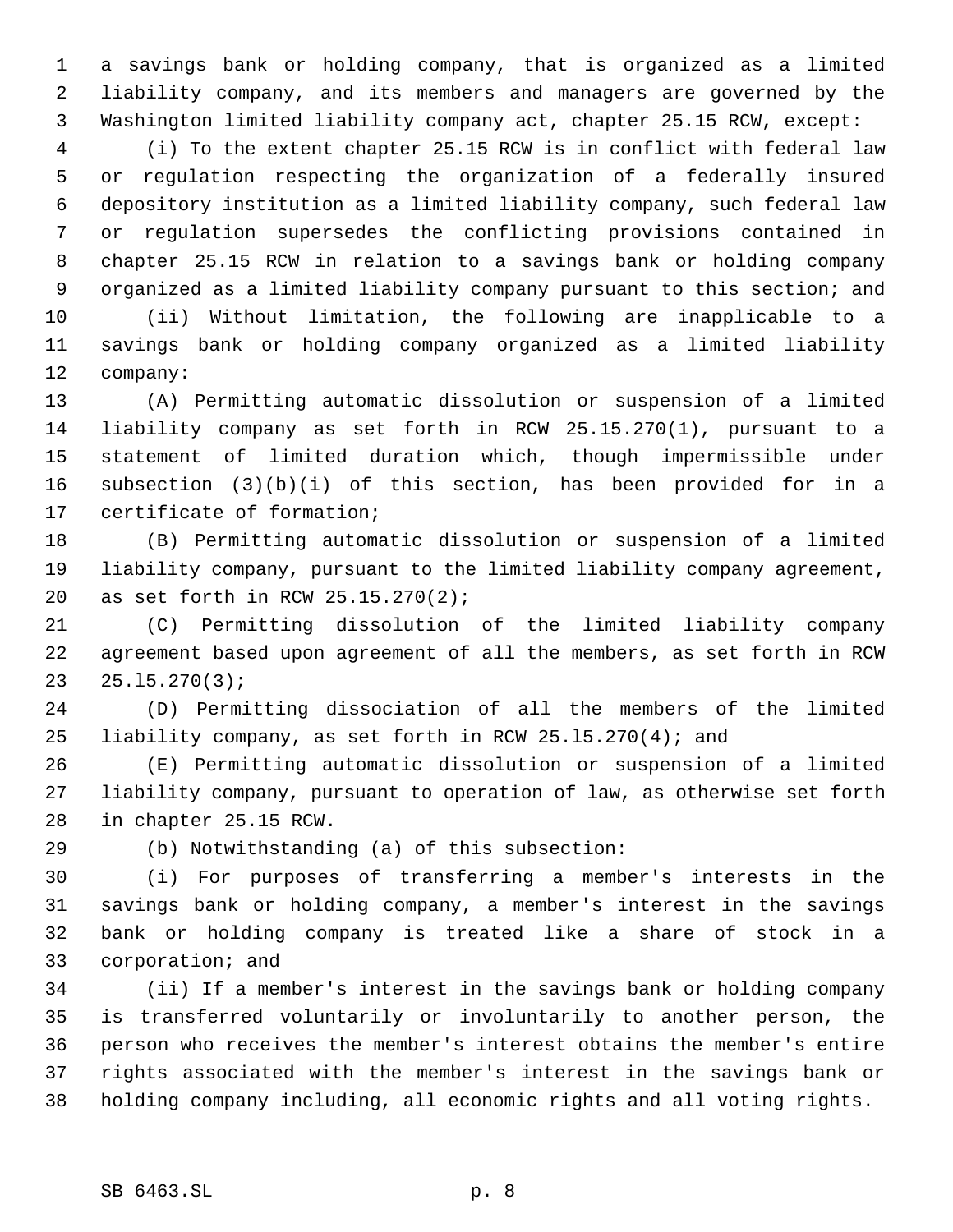a savings bank or holding company, that is organized as a limited liability company, and its members and managers are governed by the Washington limited liability company act, chapter 25.15 RCW, except:

(i) To the extent chapter 25.15 RCW is in conflict with federal law or regulation respecting the organization of a federally insured depository institution as a limited liability company, such federal law or regulation supersedes the conflicting provisions contained in chapter 25.15 RCW in relation to a savings bank or holding company organized as a limited liability company pursuant to this section; and

(ii) Without limitation, the following are inapplicable to a savings bank or holding company organized as a limited liability company:

(A) Permitting automatic dissolution or suspension of a limited liability company as set forth in RCW 25.15.270(1), pursuant to a statement of limited duration which, though impermissible under subsection (3)(b)(i) of this section, has been provided for in a certificate of formation;

(B) Permitting automatic dissolution or suspension of a limited liability company, pursuant to the limited liability company agreement, as set forth in RCW 25.15.270(2);

(C) Permitting dissolution of the limited liability company agreement based upon agreement of all the members, as set forth in RCW 25.l5.270(3);

(D) Permitting dissociation of all the members of the limited liability company, as set forth in RCW 25.l5.270(4); and

(E) Permitting automatic dissolution or suspension of a limited liability company, pursuant to operation of law, as otherwise set forth in chapter 25.15 RCW.

(b) Notwithstanding (a) of this subsection:

(i) For purposes of transferring a member's interests in the savings bank or holding company, a member's interest in the savings bank or holding company is treated like a share of stock in a corporation; and

(ii) If a member's interest in the savings bank or holding company is transferred voluntarily or involuntarily to another person, the person who receives the member's interest obtains the member's entire rights associated with the member's interest in the savings bank or holding company including, all economic rights and all voting rights.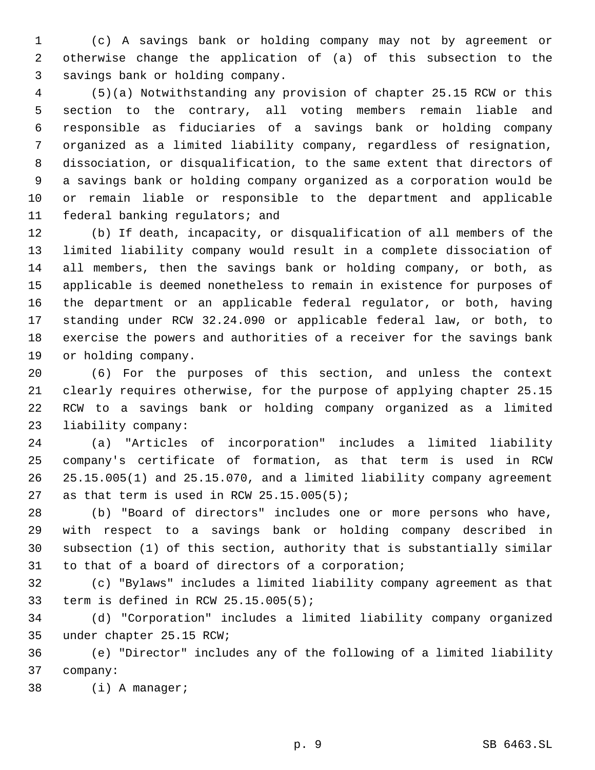(c) A savings bank or holding company may not by agreement or otherwise change the application of (a) of this subsection to the savings bank or holding company.

(5)(a) Notwithstanding any provision of chapter 25.15 RCW or this section to the contrary, all voting members remain liable and responsible as fiduciaries of a savings bank or holding company organized as a limited liability company, regardless of resignation, dissociation, or disqualification, to the same extent that directors of a savings bank or holding company organized as a corporation would be or remain liable or responsible to the department and applicable federal banking regulators; and

(b) If death, incapacity, or disqualification of all members of the limited liability company would result in a complete dissociation of all members, then the savings bank or holding company, or both, as applicable is deemed nonetheless to remain in existence for purposes of the department or an applicable federal regulator, or both, having standing under RCW 32.24.090 or applicable federal law, or both, to exercise the powers and authorities of a receiver for the savings bank or holding company.

(6) For the purposes of this section, and unless the context clearly requires otherwise, for the purpose of applying chapter 25.15 RCW to a savings bank or holding company organized as a limited liability company:

(a) "Articles of incorporation" includes a limited liability company's certificate of formation, as that term is used in RCW 25.15.005(1) and 25.15.070, and a limited liability company agreement as that term is used in RCW 25.15.005(5);

(b) "Board of directors" includes one or more persons who have, with respect to a savings bank or holding company described in subsection (1) of this section, authority that is substantially similar to that of a board of directors of a corporation;

(c) "Bylaws" includes a limited liability company agreement as that term is defined in RCW 25.15.005(5);

(d) "Corporation" includes a limited liability company organized under chapter 25.15 RCW;

(e) "Director" includes any of the following of a limited liability company:

(i) A manager;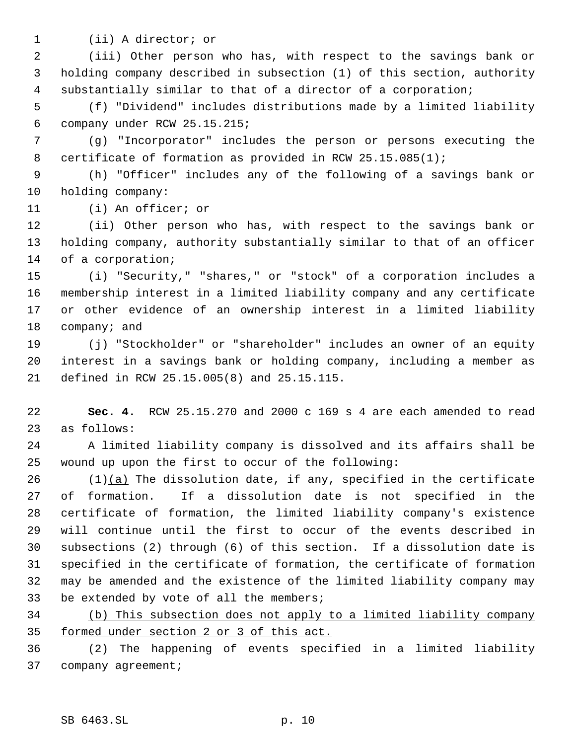(ii) A director; or

(iii) Other person who has, with respect to the savings bank or holding company described in subsection (1) of this section, authority substantially similar to that of a director of a corporation;

(f) "Dividend" includes distributions made by a limited liability company under RCW 25.15.215;

(g) "Incorporator" includes the person or persons executing the certificate of formation as provided in RCW 25.15.085(1);

(h) "Officer" includes any of the following of a savings bank or holding company:

(i) An officer; or

(ii) Other person who has, with respect to the savings bank or holding company, authority substantially similar to that of an officer of a corporation;

(i) "Security," "shares," or "stock" of a corporation includes a membership interest in a limited liability company and any certificate or other evidence of an ownership interest in a limited liability company; and

(j) "Stockholder" or "shareholder" includes an owner of an equity interest in a savings bank or holding company, including a member as defined in RCW 25.15.005(8) and 25.15.115.

**Sec. 4.** RCW 25.15.270 and 2000 c 169 s 4 are each amended to read as follows:

A limited liability company is dissolved and its affairs shall be wound up upon the first to occur of the following:

(1)<u>(a)</u> The dissolution date, if any, specified in the certificate of formation. If a dissolution date is not specified in the certificate of formation, the limited liability company's existence will continue until the first to occur of the events described in subsections (2) through (6) of this section. If a dissolution date is specified in the certificate of formation, the certificate of formation may be amended and the existence of the limited liability company may be extended by vote of all the members;

<u>(b) This subsection does not apply to a limited liability company formed under section 2 or 3 of this act.</u>

(2) The happening of events specified in a limited liability company agreement;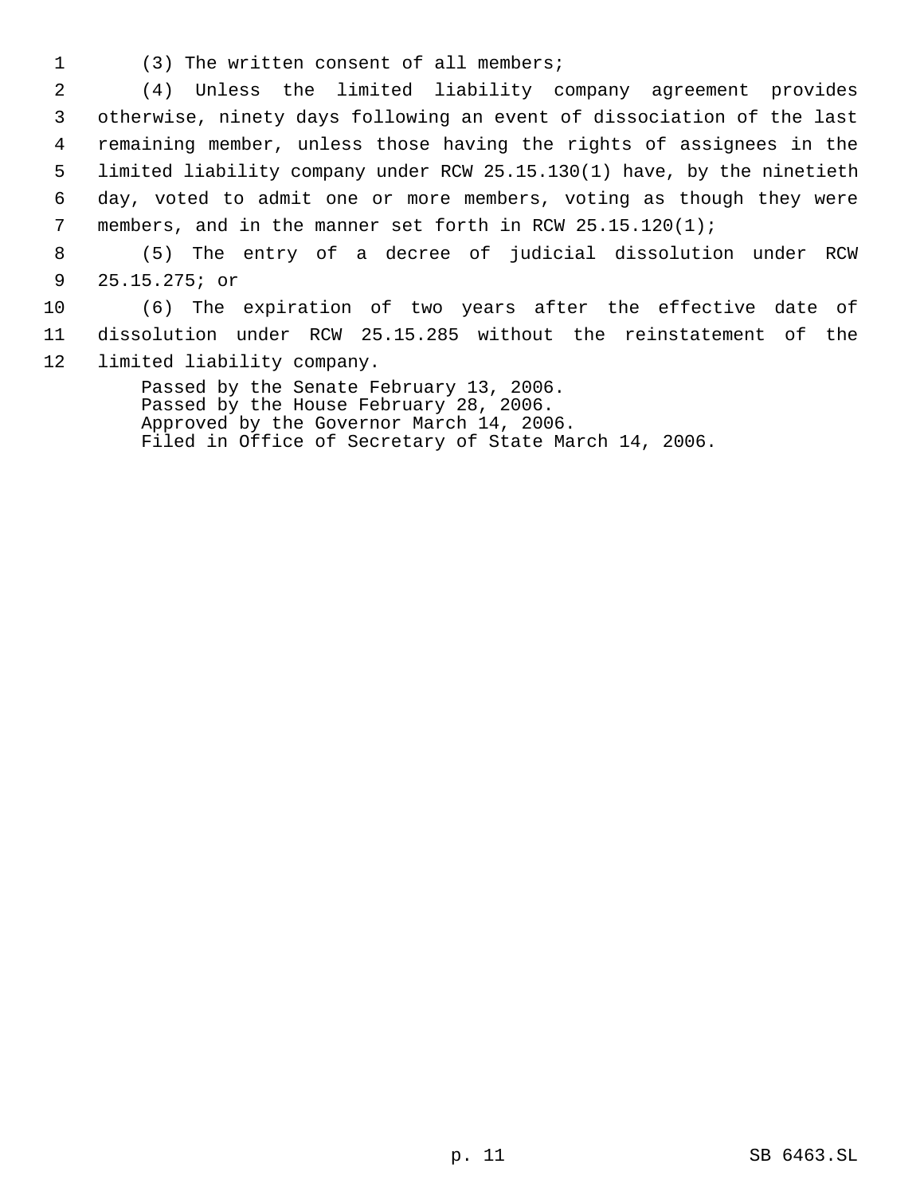(3) The written consent of all members;

(4) Unless the limited liability company agreement provides otherwise, ninety days following an event of dissociation of the last remaining member, unless those having the rights of assignees in the limited liability company under RCW 25.15.130(1) have, by the ninetieth day, voted to admit one or more members, voting as though they were members, and in the manner set forth in RCW 25.15.120(1);

(5) The entry of a decree of judicial dissolution under RCW 25.15.275; or

(6) The expiration of two years after the effective date of dissolution under RCW 25.15.285 without the reinstatement of the limited liability company.

Passed by the Senate February 13, 2006.
Passed by the House February 28, 2006.
Approved by the Governor March 14, 2006.
Filed in Office of Secretary of State March 14, 2006.